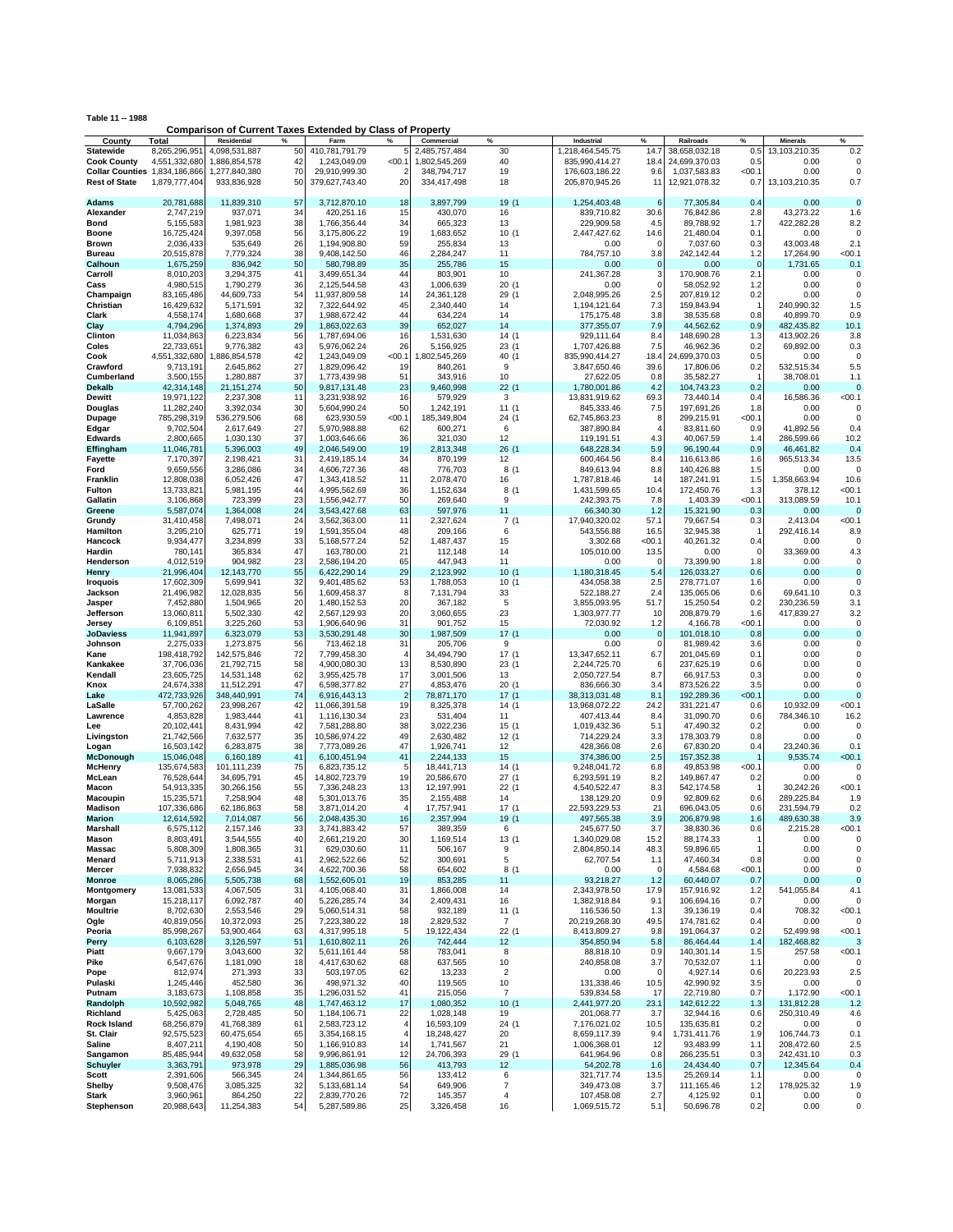**Table 11 -- 1988**

## Comparison of Current Taxes Extended by Class of Property

| County | Total | Residential | % | Farm | % | Commercial | % | Industrial | % | Railroads | % | Minerals | % |
|---|---|---|---|---|---|---|---|---|---|---|---|---|---|
| Statewide | 8,265,296,951 | 4,098,531,887 | 50 | 410,781,791.79 | 5 | 2,485,757,484 | 30 | 1,218,464,545.75 | 14.7 | 38,658,032.18 | 0.5 | 13,103,210.35 | 0.2 |
| Cook County | 4,551,332,680 | 1,886,854,578 | 42 | 1,243,049.09 | <00.1 | 1,802,545,269 | 40 | 835,990,414.27 | 18.4 | 24,699,370.03 | 0.5 | 0.00 | 0 |
| Collar Counties | 1,834,186,866 | 1,277,840,380 | 70 | 29,910,999.30 | 2 | 348,794,717 | 19 | 176,603,186.22 | 9.6 | 1,037,583.83 | <00.1 | 0.00 | 0 |
| Rest of State | 1,879,777,404 | 933,836,928 | 50 | 379,627,743.40 | 20 | 334,417,498 | 18 | 205,870,945.26 | 11 | 12,921,078.32 | 0.7 | 13,103,210.35 | 0.7 |
| Adams | 20,781,688 | 11,839,310 | 57 | 3,712,870.10 | 18 | 3,897,799 | 19 (1 | 1,254,403.48 | 6 | 77,305.84 | 0.4 | 0.00 | 0 |
| Alexander | 2,747,219 | 937,071 | 34 | 420,251.16 | 15 | 430,070 | 16 | 839,710.82 | 30.6 | 76,842.86 | 2.8 | 43,273.22 | 1.6 |
| Bond | 5,155,583 | 1,981,923 | 38 | 1,766,356.44 | 34 | 665,323 | 13 | 229,909.58 | 4.5 | 89,788.92 | 1.7 | 422,282.28 | 8.2 |
| Boone | 16,725,424 | 9,397,058 | 56 | 3,175,806.22 | 19 | 1,683,652 | 10 (1 | 2,447,427.62 | 14.6 | 21,480.04 | 0.1 | 0.00 | 0 |
| Brown | 2,036,433 | 535,649 | 26 | 1,194,908.80 | 59 | 255,834 | 13 | 0.00 | 0 | 7,037.60 | 0.3 | 43,003.48 | 2.1 |
| Bureau | 20,515,878 | 7,779,324 | 38 | 9,408,142.50 | 46 | 2,284,247 | 11 | 784,757.10 | 3.8 | 242,142.44 | 1.2 | 17,264.90 | <00.1 |
| Calhoun | 1,675,259 | 836,942 | 50 | 580,798.89 | 35 | 255,786 | 15 | 0.00 | 0 | 0.00 | 0 | 1,731.65 | 0.1 |
| Carroll | 8,010,203 | 3,294,375 | 41 | 3,499,651.34 | 44 | 803,901 | 10 | 241,367.28 | 3 | 170,908.76 | 2.1 | 0.00 | 0 |
| Cass | 4,980,515 | 1,790,279 | 36 | 2,125,544.58 | 43 | 1,006,639 | 20 (1 | 0.00 | 0 | 58,052.92 | 1.2 | 0.00 | 0 |
| Champaign | 83,165,486 | 44,609,733 | 54 | 11,937,809.58 | 14 | 24,361,128 | 29 (1 | 2,048,995.26 | 2.5 | 207,819.12 | 0.2 | 0.00 | 0 |
| Christian | 16,429,632 | 5,171,591 | 32 | 7,322,644.92 | 45 | 2,340,440 | 14 | 1,194,121.64 | 7.3 | 159,843.94 | 1 | 240,990.32 | 1.5 |
| Clark | 4,558,174 | 1,680,668 | 37 | 1,988,672.42 | 44 | 634,224 | 14 | 175,175.48 | 3.8 | 38,535.68 | 0.8 | 40,899.70 | 0.9 |
| Clay | 4,794,296 | 1,374,893 | 29 | 1,863,022.63 | 39 | 652,027 | 14 | 377,355.07 | 7.9 | 44,562.62 | 0.9 | 482,435.82 | 10.1 |
| Clinton | 11,034,863 | 6,223,834 | 56 | 1,787,694.06 | 16 | 1,531,630 | 14 (1 | 929,111.64 | 8.4 | 148,690.28 | 1.3 | 413,902.26 | 3.8 |
| Coles | 22,733,651 | 9,776,382 | 43 | 5,976,062.24 | 26 | 5,156,925 | 23 (1 | 1,707,426.88 | 7.5 | 46,962.36 | 0.2 | 69,892.00 | 0.3 |
| Cook | 4,551,332,680 | 1,886,854,578 | 42 | 1,243,049.09 | <00.1 | 1,802,545,269 | 40 (1 | 835,990,414.27 | 18.4 | 24,699,370.03 | 0.5 | 0.00 | 0 |
| Crawford | 9,713,191 | 2,645,862 | 27 | 1,829,096.42 | 19 | 840,261 | 9 | 3,847,650.46 | 39.6 | 17,806.06 | 0.2 | 532,515.34 | 5.5 |
| Cumberland | 3,500,155 | 1,280,887 | 37 | 1,773,439.98 | 51 | 343,916 | 10 | 27,622.05 | 0.8 | 35,582.27 | 1 | 38,708.01 | 1.1 |
| Dekalb | 42,314,148 | 21,151,274 | 50 | 9,817,131.48 | 23 | 9,460,998 | 22 (1 | 1,780,001.86 | 4.2 | 104,743.23 | 0.2 | 0.00 | 0 |
| Dewitt | 19,971,122 | 2,237,308 | 11 | 3,231,938.92 | 16 | 579,929 | 3 | 13,831,919.62 | 69.3 | 73,440.14 | 0.4 | 16,586.36 | <00.1 |
| Douglas | 11,282,240 | 3,392,034 | 30 | 5,604,990.24 | 50 | 1,242,191 | 11 (1 | 845,333.46 | 7.5 | 197,691.26 | 1.8 | 0.00 | 0 |
| Dupage | 785,298,319 | 536,279,506 | 68 | 623,930.59 | <00.1 | 185,349,804 | 24 (1 | 62,745,863.23 | 8 | 299,215.91 | <00.1 | 0.00 | 0 |
| Edgar | 9,702,504 | 2,617,649 | 27 | 5,970,988.88 | 62 | 600,271 | 6 | 387,890.84 | 4 | 83,811.60 | 0.9 | 41,892.56 | 0.4 |
| Edwards | 2,800,665 | 1,030,130 | 37 | 1,003,646.66 | 36 | 321,030 | 12 | 119,191.51 | 4.3 | 40,067.59 | 1.4 | 286,599.66 | 10.2 |
| Effingham | 11,046,781 | 5,396,003 | 49 | 2,046,549.00 | 19 | 2,813,348 | 26 (1 | 648,228.34 | 5.9 | 96,190.44 | 0.9 | 46,461.82 | 0.4 |
| Fayette | 7,170,397 | 2,198,421 | 31 | 2,419,185.14 | 34 | 870,199 | 12 | 600,464.56 | 8.4 | 116,613.86 | 1.6 | 965,513.34 | 13.5 |
| Ford | 9,659,556 | 3,286,086 | 34 | 4,606,727.36 | 48 | 776,703 | 8 (1 | 849,613.94 | 8.8 | 140,426.88 | 1.5 | 0.00 | 0 |
| Franklin | 12,808,038 | 6,052,426 | 47 | 1,343,418.52 | 11 | 2,078,470 | 16 | 1,787,818.46 | 14 | 187,241.91 | 1.5 | 1,358,663.94 | 10.6 |
| Fulton | 13,733,821 | 5,981,195 | 44 | 4,995,562.69 | 36 | 1,152,634 | 8 (1 | 1,431,599.65 | 10.4 | 172,450.76 | 1.3 | 378.12 | <00.1 |
| Gallatin | 3,106,868 | 723,399 | 23 | 1,556,942.77 | 50 | 269,640 | 9 | 242,393.75 | 7.8 | 1,403.39 | <00.1 | 313,089.59 | 10.1 |
| Greene | 5,587,074 | 1,364,008 | 24 | 3,543,427.68 | 63 | 597,976 | 11 | 66,340.30 | 1.2 | 15,321.90 | 0.3 | 0.00 | 0 |
| Grundy | 31,410,458 | 7,498,071 | 24 | 3,562,363.00 | 11 | 2,327,624 | 7 (1 | 17,940,320.02 | 57.1 | 79,667.54 | 0.3 | 2,413.04 | <00.1 |
| Hamilton | 3,295,210 | 625,771 | 19 | 1,591,355.04 | 48 | 209,166 | 6 | 543,556.88 | 16.5 | 32,945.38 | 1 | 292,416.14 | 8.9 |
| Hancock | 9,934,477 | 3,234,899 | 33 | 5,168,577.24 | 52 | 1,487,437 | 15 | 3,302.68 | <00.1 | 40,261.32 | 0.4 | 0.00 | 0 |
| Hardin | 780,141 | 365,834 | 47 | 163,780.00 | 21 | 112,148 | 14 | 105,010.00 | 13.5 | 0.00 | 0 | 33,369.00 | 4.3 |
| Henderson | 4,012,519 | 904,982 | 23 | 2,586,194.20 | 65 | 447,943 | 11 | 0.00 | 0 | 73,399.90 | 1.8 | 0.00 | 0 |
| Henry | 21,996,404 | 12,143,770 | 55 | 6,422,290.14 | 29 | 2,123,992 | 10 (1 | 1,180,318.45 | 5.4 | 126,033.27 | 0.6 | 0.00 | 0 |
| Iroquois | 17,602,309 | 5,699,941 | 32 | 9,401,485.62 | 53 | 1,788,053 | 10 (1 | 434,058.38 | 2.5 | 278,771.07 | 1.6 | 0.00 | 0 |
| Jackson | 21,496,982 | 12,028,835 | 56 | 1,609,458.37 | 8 | 7,131,794 | 33 | 522,188.27 | 2.4 | 135,065.06 | 0.6 | 69,641.10 | 0.3 |
| Jasper | 7,452,880 | 1,504,965 | 20 | 1,480,152.53 | 20 | 367,182 | 5 | 3,855,093.95 | 51.7 | 15,250.54 | 0.2 | 230,236.59 | 3.1 |
| Jefferson | 13,060,811 | 5,502,330 | 42 | 2,567,129.93 | 20 | 3,060,655 | 23 | 1,303,977.77 | 10 | 208,879.79 | 1.6 | 417,839.27 | 3.2 |
| Jersey | 6,109,851 | 3,225,260 | 53 | 1,906,640.96 | 31 | 901,752 | 15 | 72,030.92 | 1.2 | 4,166.78 | <00.1 | 0.00 | 0 |
| JoDaviess | 11,941,897 | 6,323,079 | 53 | 3,530,291.48 | 30 | 1,987,509 | 17 (1 | 0.00 | 0 | 101,018.10 | 0.8 | 0.00 | 0 |
| Johnson | 2,275,033 | 1,273,875 | 56 | 713,462.18 | 31 | 205,706 | 9 | 0.00 | 0 | 81,989.42 | 3.6 | 0.00 | 0 |
| Kane | 198,418,792 | 142,575,846 | 72 | 7,799,458.30 | 4 | 34,494,790 | 17 (1 | 13,347,652.11 | 6.7 | 201,045.69 | 0.1 | 0.00 | 0 |
| Kankakee | 37,706,036 | 21,792,715 | 58 | 4,900,080.30 | 13 | 8,530,890 | 23 (1 | 2,244,725.70 | 6 | 237,625.19 | 0.6 | 0.00 | 0 |
| Kendall | 23,605,725 | 14,531,148 | 62 | 3,955,425.78 | 17 | 3,001,506 | 13 | 2,050,727.54 | 8.7 | 66,917.53 | 0.3 | 0.00 | 0 |
| Knox | 24,674,338 | 11,512,291 | 47 | 6,598,377.82 | 27 | 4,853,476 | 20 (1 | 836,666.30 | 3.4 | 873,526.22 | 3.5 | 0.00 | 0 |
| Lake | 472,733,926 | 348,440,991 | 74 | 6,916,443.13 | 2 | 78,871,170 | 17 (1 | 38,313,031.48 | 8.1 | 192,289.36 | <00.1 | 0.00 | 0 |
| LaSalle | 57,700,262 | 23,998,267 | 42 | 11,066,391.58 | 19 | 8,325,378 | 14 (1 | 13,968,072.22 | 24.2 | 331,221.47 | 0.6 | 10,932.09 | <00.1 |
| Lawrence | 4,853,828 | 1,983,444 | 41 | 1,116,130.34 | 23 | 531,404 | 11 | 407,413.44 | 8.4 | 31,090.70 | 0.6 | 784,346.10 | 16.2 |
| Lee | 20,102,441 | 8,431,994 | 42 | 7,581,288.80 | 38 | 3,022,236 | 15 (1 | 1,019,432.36 | 5.1 | 47,490.32 | 0.2 | 0.00 | 0 |
| Livingston | 21,742,566 | 7,632,577 | 35 | 10,586,974.22 | 49 | 2,630,482 | 12 (1 | 714,229.24 | 3.3 | 178,303.79 | 0.8 | 0.00 | 0 |
| Logan | 16,503,142 | 6,283,875 | 38 | 7,773,089.26 | 47 | 1,926,741 | 12 | 428,366.08 | 2.6 | 67,830.20 | 0.4 | 23,240.36 | 0.1 |
| McDonough | 15,046,048 | 6,160,189 | 41 | 6,100,451.94 | 41 | 2,244,133 | 15 | 374,386.00 | 2.5 | 157,352.38 | 1 | 9,535.74 | <00.1 |
| McHenry | 135,674,583 | 101,111,239 | 75 | 6,823,735.12 | 5 | 18,441,713 | 14 (1 | 9,248,041.72 | 6.8 | 49,853.98 | <00.1 | 0.00 | 0 |
| McLean | 76,528,644 | 34,695,791 | 45 | 14,802,723.79 | 19 | 20,586,670 | 27 (1 | 6,293,591.19 | 8.2 | 149,867.47 | 0.2 | 0.00 | 0 |
| Macon | 54,913,335 | 30,266,156 | 55 | 7,336,248.23 | 13 | 12,197,991 | 22 (1 | 4,540,522.47 | 8.3 | 542,174.58 | 1 | 30,242.26 | <00.1 |
| Macoupin | 15,235,571 | 7,258,904 | 48 | 5,301,013.76 | 35 | 2,155,488 | 14 | 138,129.20 | 0.9 | 92,809.62 | 0.6 | 289,225.84 | 1.9 |
| Madison | 107,336,686 | 62,186,863 | 58 | 3,871,014.20 | 4 | 17,757,941 | 17 (1 | 22,593,229.53 | 21 | 696,043.05 | 0.6 | 231,594.79 | 0.2 |
| Marion | 12,614,592 | 7,014,087 | 56 | 2,048,435.30 | 16 | 2,357,994 | 19 (1 | 497,565.38 | 3.9 | 206,879.98 | 1.6 | 489,630.38 | 3.9 |
| Marshall | 6,575,112 | 2,157,146 | 33 | 3,741,883.42 | 57 | 389,359 | 6 | 245,677.50 | 3.7 | 38,830.36 | 0.6 | 2,215.28 | <00.1 |
| Mason | 8,803,491 | 3,544,555 | 40 | 2,661,219.20 | 30 | 1,169,514 | 13 (1 | 1,340,029.08 | 15.2 | 88,174.33 | 1 | 0.00 | 0 |
| Massac | 5,808,309 | 1,808,365 | 31 | 629,030.60 | 11 | 506,167 | 9 | 2,804,850.14 | 48.3 | 59,896.65 | 1 | 0.00 | 0 |
| Menard | 5,711,913 | 2,338,531 | 41 | 2,962,522.66 | 52 | 300,691 | 5 | 62,707.54 | 1.1 | 47,460.34 | 0.8 | 0.00 | 0 |
| Mercer | 7,938,832 | 2,656,945 | 34 | 4,622,700.36 | 58 | 654,602 | 8 (1 | 0.00 | 0 | 4,584.68 | <00.1 | 0.00 | 0 |
| Monroe | 8,065,286 | 5,505,738 | 68 | 1,552,605.01 | 19 | 853,285 | 11 | 93,218.27 | 1.2 | 60,440.07 | 0.7 | 0.00 | 0 |
| Montgomery | 13,081,533 | 4,067,505 | 31 | 4,105,068.40 | 31 | 1,866,008 | 14 | 2,343,978.50 | 17.9 | 157,916.92 | 1.2 | 541,055.84 | 4.1 |
| Morgan | 15,218,117 | 6,092,787 | 40 | 5,226,285.74 | 34 | 2,409,431 | 16 | 1,382,918.84 | 9.1 | 106,694.16 | 0.7 | 0.00 | 0 |
| Moultrie | 8,702,630 | 2,553,546 | 29 | 5,060,514.31 | 58 | 932,189 | 11 (1 | 116,536.50 | 1.3 | 39,136.19 | 0.4 | 708.32 | <00.1 |
| Ogle | 40,819,056 | 10,372,093 | 25 | 7,223,380.22 | 18 | 2,829,532 | 7 | 20,219,268.30 | 49.5 | 174,781.62 | 0.4 | 0.00 | 0 |
| Peoria | 85,998,267 | 53,900,464 | 63 | 4,317,995.18 | 5 | 19,122,434 | 22 (1 | 8,413,809.27 | 9.8 | 191,064.37 | 0.2 | 52,499.98 | <00.1 |
| Perry | 6,103,628 | 3,126,597 | 51 | 1,610,802.11 | 26 | 742,444 | 12 | 354,850.94 | 5.8 | 86,464.44 | 1.4 | 182,468.82 | 3 |
| Piatt | 9,667,179 | 3,043,600 | 32 | 5,611,161.44 | 58 | 783,041 | 8 | 88,818.10 | 0.9 | 140,301.14 | 1.5 | 257.58 | <00.1 |
| Pike | 6,547,676 | 1,181,090 | 18 | 4,417,630.62 | 68 | 637,565 | 10 | 240,858.08 | 3.7 | 70,532.07 | 1.1 | 0.00 | 0 |
| Pope | 812,974 | 271,393 | 33 | 503,197.05 | 62 | 13,233 | 2 | 0.00 | 0 | 4,927.14 | 0.6 | 20,223.93 | 2.5 |
| Pulaski | 1,245,446 | 452,580 | 36 | 498,971.32 | 40 | 119,565 | 10 | 131,338.46 | 10.5 | 42,990.92 | 3.5 | 0.00 | 0 |
| Putnam | 3,183,673 | 1,108,858 | 35 | 1,296,031.52 | 41 | 215,056 | 7 | 539,834.58 | 17 | 22,719.80 | 0.7 | 1,172.90 | <00.1 |
| Randolph | 10,592,982 | 5,048,765 | 48 | 1,747,463.12 | 17 | 1,080,352 | 10 (1 | 2,441,977.20 | 23.1 | 142,612.22 | 1.3 | 131,812.28 | 1.2 |
| Richland | 5,425,063 | 2,728,485 | 50 | 1,184,106.71 | 22 | 1,028,148 | 19 | 201,068.77 | 3.7 | 32,944.16 | 0.6 | 250,310.49 | 4.6 |
| Rock Island | 68,256,879 | 41,768,389 | 61 | 2,583,723.12 | 4 | 16,593,109 | 24 (1 | 7,176,021.02 | 10.5 | 135,635.81 | 0.2 | 0.00 | 0 |
| St. Clair | 92,575,523 | 60,475,654 | 65 | 3,354,168.15 | 4 | 18,248,427 | 20 | 8,659,117.39 | 9.4 | 1,731,411.76 | 1.9 | 106,744.73 | 0.1 |
| Saline | 8,407,211 | 4,190,408 | 50 | 1,166,910.83 | 14 | 1,741,567 | 21 | 1,006,368.01 | 12 | 93,483.99 | 1.1 | 208,472.60 | 2.5 |
| Sangamon | 85,485,944 | 49,632,058 | 58 | 9,996,861.91 | 12 | 24,706,393 | 29 (1 | 641,964.96 | 0.8 | 266,235.51 | 0.3 | 242,431.10 | 0.3 |
| Schuyler | 3,363,791 | 973,978 | 29 | 1,885,036.98 | 56 | 413,793 | 12 | 54,202.78 | 1.6 | 24,434.40 | 0.7 | 12,345.64 | 0.4 |
| Scott | 2,391,606 | 566,345 | 24 | 1,344,861.65 | 56 | 133,412 | 6 | 321,717.74 | 13.5 | 25,269.14 | 1.1 | 0.00 | 0 |
| Shelby | 9,508,476 | 3,085,325 | 32 | 5,133,681.14 | 54 | 649,906 | 7 | 349,473.08 | 3.7 | 111,165.46 | 1.2 | 178,925.32 | 1.9 |
| Stark | 3,960,961 | 864,250 | 22 | 2,839,770.26 | 72 | 145,357 | 4 | 107,458.08 | 2.7 | 4,125.92 | 0.1 | 0.00 | 0 |
| Stephenson | 20,988,643 | 11,254,383 | 54 | 5,287,589.86 | 25 | 3,326,458 | 16 | 1,069,515.72 | 5.1 | 50,696.78 | 0.2 | 0.00 | 0 |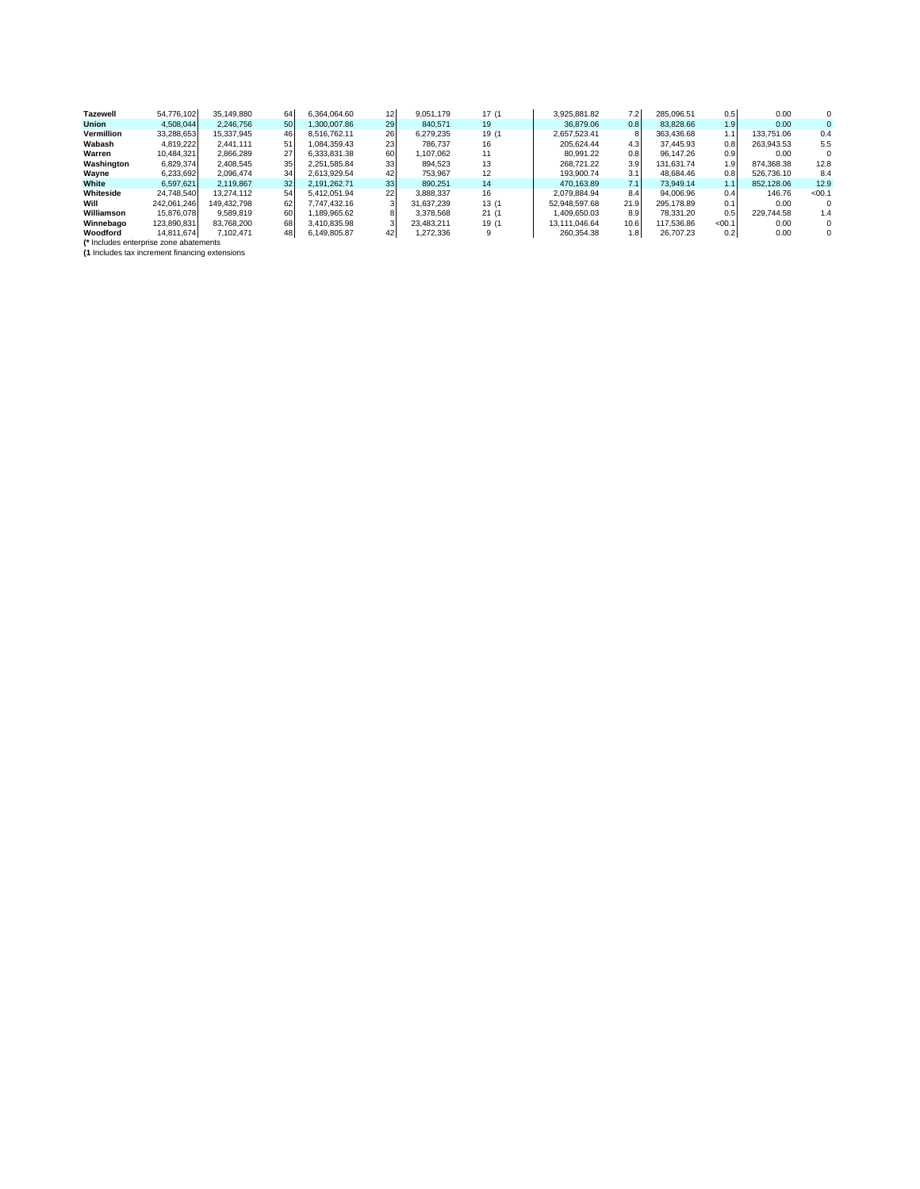| | | | | | | | | | | | | | |
|---|---|---|---|---|---|---|---|---|---|---|---|---|---|
| **Tazewell** | 54,776,102 | 35,149,880 | 64 | 6,364,064.60 | 12 | 9,051,179 | 17 (1 | 3,925,881.82 | 7.2 | 285,096.51 | 0.5 | 0.00 | 0 |
| **Union** | 4,508,044 | 2,246,756 | 50 | 1,300,007.86 | 29 | 840,571 | 19 | 36,879.06 | 0.8 | 83,828.66 | 1.9 | 0.00 | 0 |
| **Vermillion** | 33,288,653 | 15,337,945 | 46 | 8,516,762.11 | 26 | 6,279,235 | 19 (1 | 2,657,523.41 | 8 | 363,436.68 | 1.1 | 133,751.06 | 0.4 |
| **Wabash** | 4,819,222 | 2,441,111 | 51 | 1,084,359.43 | 23 | 786,737 | 16 | 205,624.44 | 4.3 | 37,445.93 | 0.8 | 263,943.53 | 5.5 |
| **Warren** | 10,484,321 | 2,866,289 | 27 | 6,333,831.38 | 60 | 1,107,062 | 11 | 80,991.22 | 0.8 | 96,147.26 | 0.9 | 0.00 | 0 |
| **Washington** | 6,829,374 | 2,408,545 | 35 | 2,251,585.84 | 33 | 894,523 | 13 | 268,721.22 | 3.9 | 131,631.74 | 1.9 | 874,368.38 | 12.8 |
| **Wayne** | 6,233,692 | 2,096,474 | 34 | 2,613,929.54 | 42 | 753,967 | 12 | 193,900.74 | 3.1 | 48,684.46 | 0.8 | 526,736.10 | 8.4 |
| **White** | 6,597,621 | 2,119,867 | 32 | 2,191,262.71 | 33 | 890,251 | 14 | 470,163.89 | 7.1 | 73,949.14 | 1.1 | 852,128.06 | 12.9 |
| **Whiteside** | 24,748,540 | 13,274,112 | 54 | 5,412,051.94 | 22 | 3,888,337 | 16 | 2,079,884.94 | 8.4 | 94,006.96 | 0.4 | 146.76 | <00.1 |
| **Will** | 242,061,246 | 149,432,798 | 62 | 7,747,432.16 | 3 | 31,637,239 | 13 (1 | 52,948,597.68 | 21.9 | 295,178.89 | 0.1 | 0.00 | 0 |
| **Williamson** | 15,876,078 | 9,589,819 | 60 | 1,189,965.62 | 8 | 3,378,568 | 21 (1 | 1,409,650.03 | 8.9 | 78,331.20 | 0.5 | 229,744.58 | 1.4 |
| **Winnebago** | 123,890,831 | 83,768,200 | 68 | 3,410,835.98 | 3 | 23,483,211 | 19 (1 | 13,111,046.64 | 10.6 | 117,536.86 | <00.1 | 0.00 | 0 |
| **Woodford** | 14,811,674 | 7,102,471 | 48 | 6,149,805.87 | 42 | 1,272,336 | 9 | 260,354.38 | 1.8 | 26,707.23 | 0.2 | 0.00 | 0 |

**(*** Includes enterprise zone abatements

**(1** Includes tax increment financing extensions